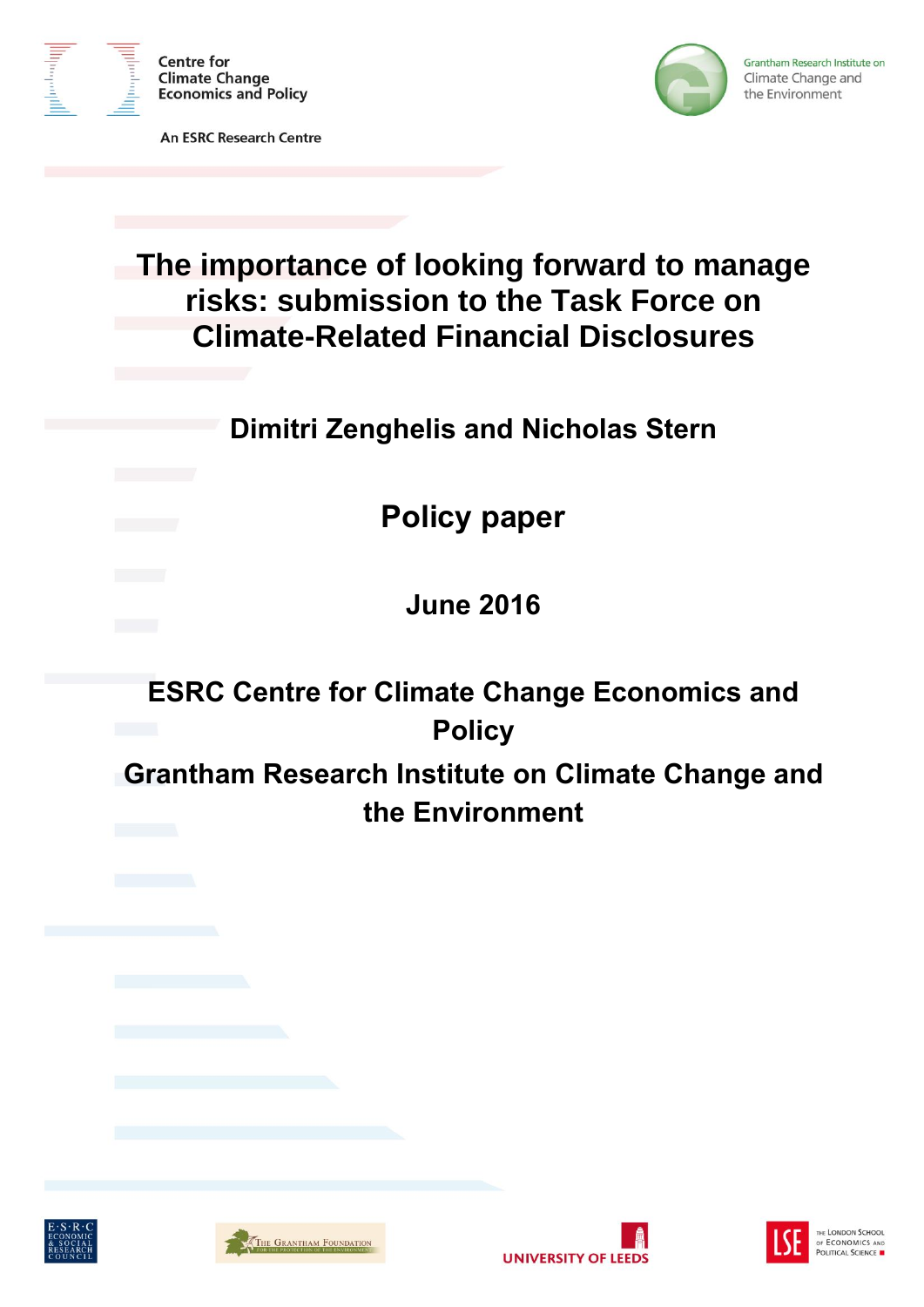Centre for Climate Change Economics and Policy

An ESRC Research Centre

Grantham Research Institute on Climate Change and the Environment

# The importance of looking forward to manage risks: submission to the Task Force on Climate-Related Financial Disclosures

## Dimitri Zenghelis and Nicholas Stern

## Policy paper

## June 2016

## ESRC Centre for Climate Change Economics and Policy

## Grantham Research Institute on Climate Change and the Environment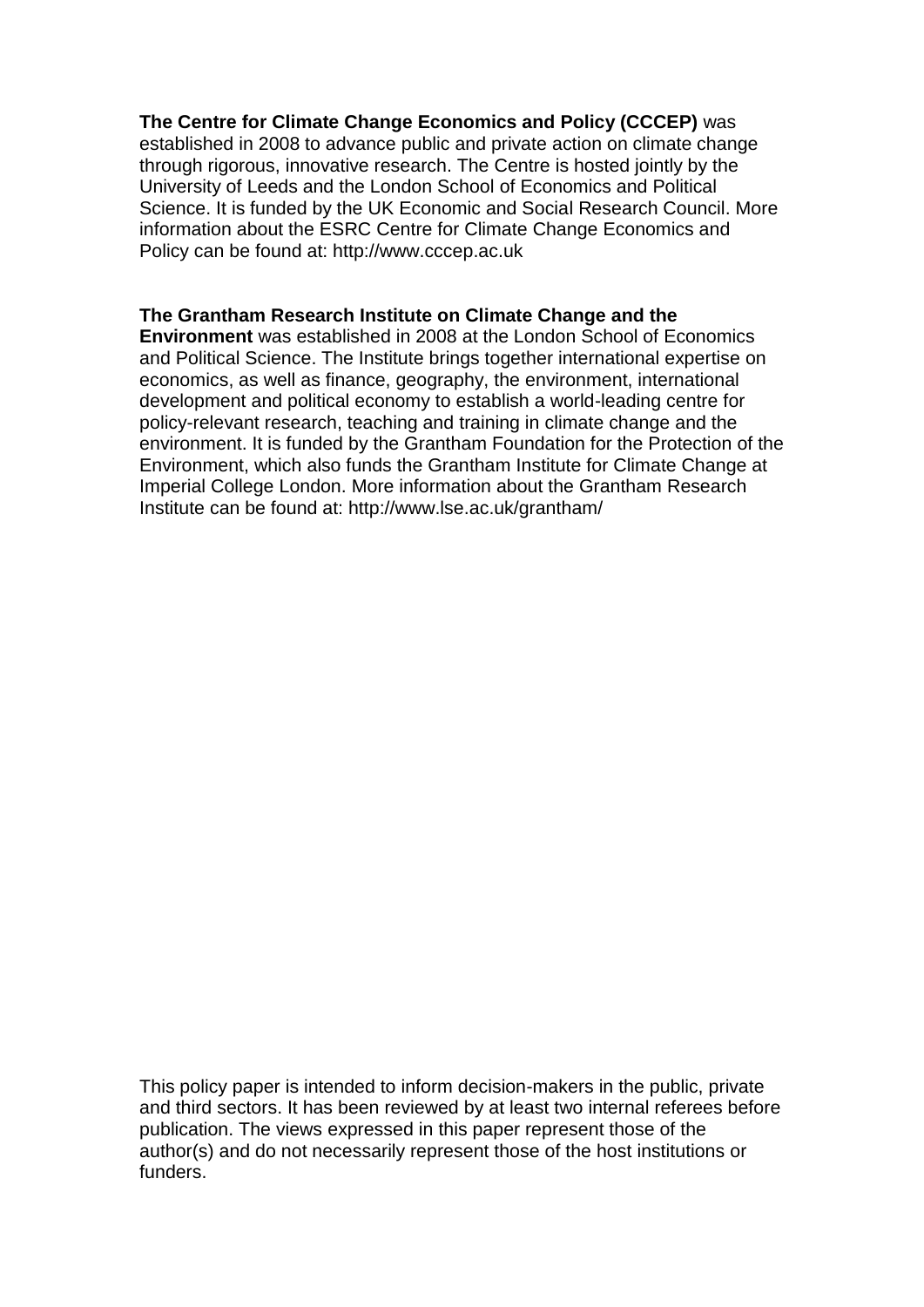**The Centre for Climate Change Economics and Policy (CCCEP)** was established in 2008 to advance public and private action on climate change through rigorous, innovative research. The Centre is hosted jointly by the University of Leeds and the London School of Economics and Political Science. It is funded by the UK Economic and Social Research Council. More information about the ESRC Centre for Climate Change Economics and Policy can be found at: http://www.cccep.ac.uk

**The Grantham Research Institute on Climate Change and the Environment** was established in 2008 at the London School of Economics and Political Science. The Institute brings together international expertise on economics, as well as finance, geography, the environment, international development and political economy to establish a world-leading centre for policy-relevant research, teaching and training in climate change and the environment. It is funded by the Grantham Foundation for the Protection of the Environment, which also funds the Grantham Institute for Climate Change at Imperial College London. More information about the Grantham Research Institute can be found at: http://www.lse.ac.uk/grantham/

This policy paper is intended to inform decision-makers in the public, private and third sectors. It has been reviewed by at least two internal referees before publication. The views expressed in this paper represent those of the author(s) and do not necessarily represent those of the host institutions or funders.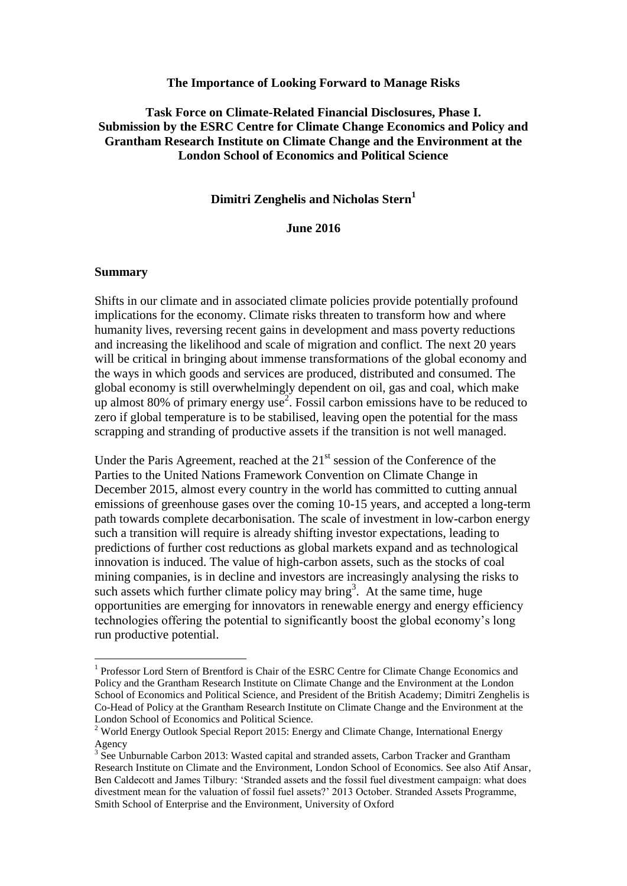**The Importance of Looking Forward to Manage Risks**

**Task Force on Climate-Related Financial Disclosures, Phase I. Submission by the ESRC Centre for Climate Change Economics and Policy and Grantham Research Institute on Climate Change and the Environment at the London School of Economics and Political Science**

**Dimitri Zenghelis and Nicholas Stern[1]**

**June 2016**

## Summary

Shifts in our climate and in associated climate policies provide potentially profound implications for the economy. Climate risks threaten to transform how and where humanity lives, reversing recent gains in development and mass poverty reductions and increasing the likelihood and scale of migration and conflict. The next 20 years will be critical in bringing about immense transformations of the global economy and the ways in which goods and services are produced, distributed and consumed. The global economy is still overwhelmingly dependent on oil, gas and coal, which make up almost 80% of primary energy use[2]. Fossil carbon emissions have to be reduced to zero if global temperature is to be stabilised, leaving open the potential for the mass scrapping and stranding of productive assets if the transition is not well managed.

Under the Paris Agreement, reached at the 21st session of the Conference of the Parties to the United Nations Framework Convention on Climate Change in December 2015, almost every country in the world has committed to cutting annual emissions of greenhouse gases over the coming 10-15 years, and accepted a long-term path towards complete decarbonisation. The scale of investment in low-carbon energy such a transition will require is already shifting investor expectations, leading to predictions of further cost reductions as global markets expand and as technological innovation is induced. The value of high-carbon assets, such as the stocks of coal mining companies, is in decline and investors are increasingly analysing the risks to such assets which further climate policy may bring[3]. At the same time, huge opportunities are emerging for innovators in renewable energy and energy efficiency technologies offering the potential to significantly boost the global economy's long run productive potential.

---

[1] Professor Lord Stern of Brentford is Chair of the ESRC Centre for Climate Change Economics and Policy and the Grantham Research Institute on Climate Change and the Environment at the London School of Economics and Political Science, and President of the British Academy; Dimitri Zenghelis is Co-Head of Policy at the Grantham Research Institute on Climate Change and the Environment at the London School of Economics and Political Science.

[2] World Energy Outlook Special Report 2015: Energy and Climate Change, International Energy Agency

[3] See Unburnable Carbon 2013: Wasted capital and stranded assets, Carbon Tracker and Grantham Research Institute on Climate and the Environment, London School of Economics. See also Atif Ansar, Ben Caldecott and James Tilbury: 'Stranded assets and the fossil fuel divestment campaign: what does divestment mean for the valuation of fossil fuel assets?' 2013 October. Stranded Assets Programme, Smith School of Enterprise and the Environment, University of Oxford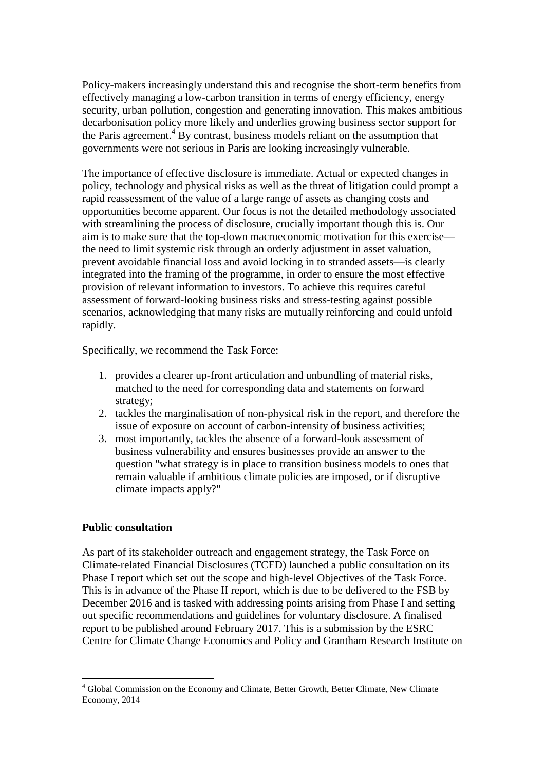Policy-makers increasingly understand this and recognise the short-term benefits from effectively managing a low-carbon transition in terms of energy efficiency, energy security, urban pollution, congestion and generating innovation. This makes ambitious decarbonisation policy more likely and underlies growing business sector support for the Paris agreement.[4] By contrast, business models reliant on the assumption that governments were not serious in Paris are looking increasingly vulnerable.

The importance of effective disclosure is immediate. Actual or expected changes in policy, technology and physical risks as well as the threat of litigation could prompt a rapid reassessment of the value of a large range of assets as changing costs and opportunities become apparent. Our focus is not the detailed methodology associated with streamlining the process of disclosure, crucially important though this is. Our aim is to make sure that the top-down macroeconomic motivation for this exercise—the need to limit systemic risk through an orderly adjustment in asset valuation, prevent avoidable financial loss and avoid locking in to stranded assets—is clearly integrated into the framing of the programme, in order to ensure the most effective provision of relevant information to investors. To achieve this requires careful assessment of forward-looking business risks and stress-testing against possible scenarios, acknowledging that many risks are mutually reinforcing and could unfold rapidly.

Specifically, we recommend the Task Force:

1. provides a clearer up-front articulation and unbundling of material risks, matched to the need for corresponding data and statements on forward strategy;
2. tackles the marginalisation of non-physical risk in the report, and therefore the issue of exposure on account of carbon-intensity of business activities;
3. most importantly, tackles the absence of a forward-look assessment of business vulnerability and ensures businesses provide an answer to the question "what strategy is in place to transition business models to ones that remain valuable if ambitious climate policies are imposed, or if disruptive climate impacts apply?"

**Public consultation**

As part of its stakeholder outreach and engagement strategy, the Task Force on Climate-related Financial Disclosures (TCFD) launched a public consultation on its Phase I report which set out the scope and high-level Objectives of the Task Force. This is in advance of the Phase II report, which is due to be delivered to the FSB by December 2016 and is tasked with addressing points arising from Phase I and setting out specific recommendations and guidelines for voluntary disclosure. A finalised report to be published around February 2017. This is a submission by the ESRC Centre for Climate Change Economics and Policy and Grantham Research Institute on

[4] Global Commission on the Economy and Climate, Better Growth, Better Climate, New Climate Economy, 2014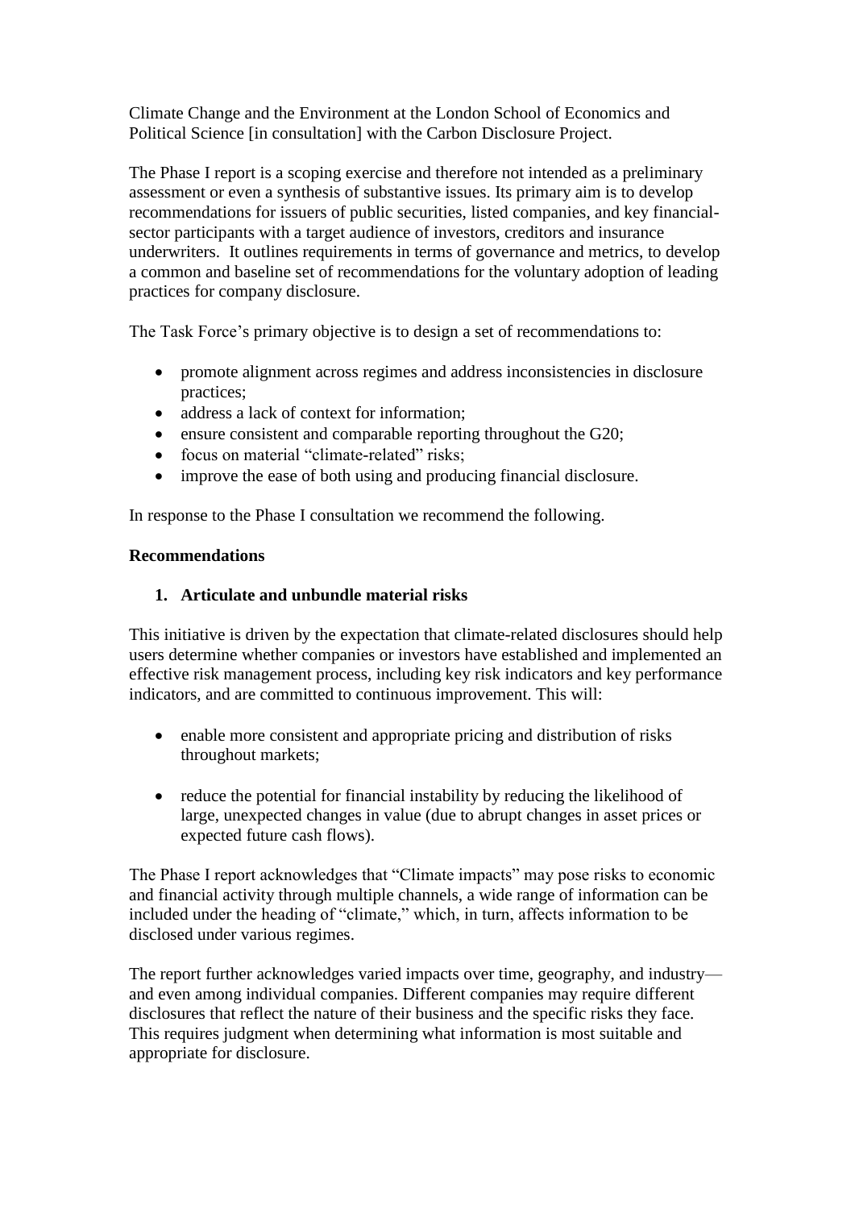Climate Change and the Environment at the London School of Economics and Political Science [in consultation] with the Carbon Disclosure Project.

The Phase I report is a scoping exercise and therefore not intended as a preliminary assessment or even a synthesis of substantive issues. Its primary aim is to develop recommendations for issuers of public securities, listed companies, and key financial-sector participants with a target audience of investors, creditors and insurance underwriters. It outlines requirements in terms of governance and metrics, to develop a common and baseline set of recommendations for the voluntary adoption of leading practices for company disclosure.

The Task Force's primary objective is to design a set of recommendations to:

- promote alignment across regimes and address inconsistencies in disclosure practices;
- address a lack of context for information;
- ensure consistent and comparable reporting throughout the G20;
- focus on material "climate-related" risks;
- improve the ease of both using and producing financial disclosure.

In response to the Phase I consultation we recommend the following.

**Recommendations**

1. **Articulate and unbundle material risks**

This initiative is driven by the expectation that climate-related disclosures should help users determine whether companies or investors have established and implemented an effective risk management process, including key risk indicators and key performance indicators, and are committed to continuous improvement. This will:

- enable more consistent and appropriate pricing and distribution of risks throughout markets;

- reduce the potential for financial instability by reducing the likelihood of large, unexpected changes in value (due to abrupt changes in asset prices or expected future cash flows).

The Phase I report acknowledges that "Climate impacts" may pose risks to economic and financial activity through multiple channels, a wide range of information can be included under the heading of "climate," which, in turn, affects information to be disclosed under various regimes.

The report further acknowledges varied impacts over time, geography, and industry—and even among individual companies. Different companies may require different disclosures that reflect the nature of their business and the specific risks they face. This requires judgment when determining what information is most suitable and appropriate for disclosure.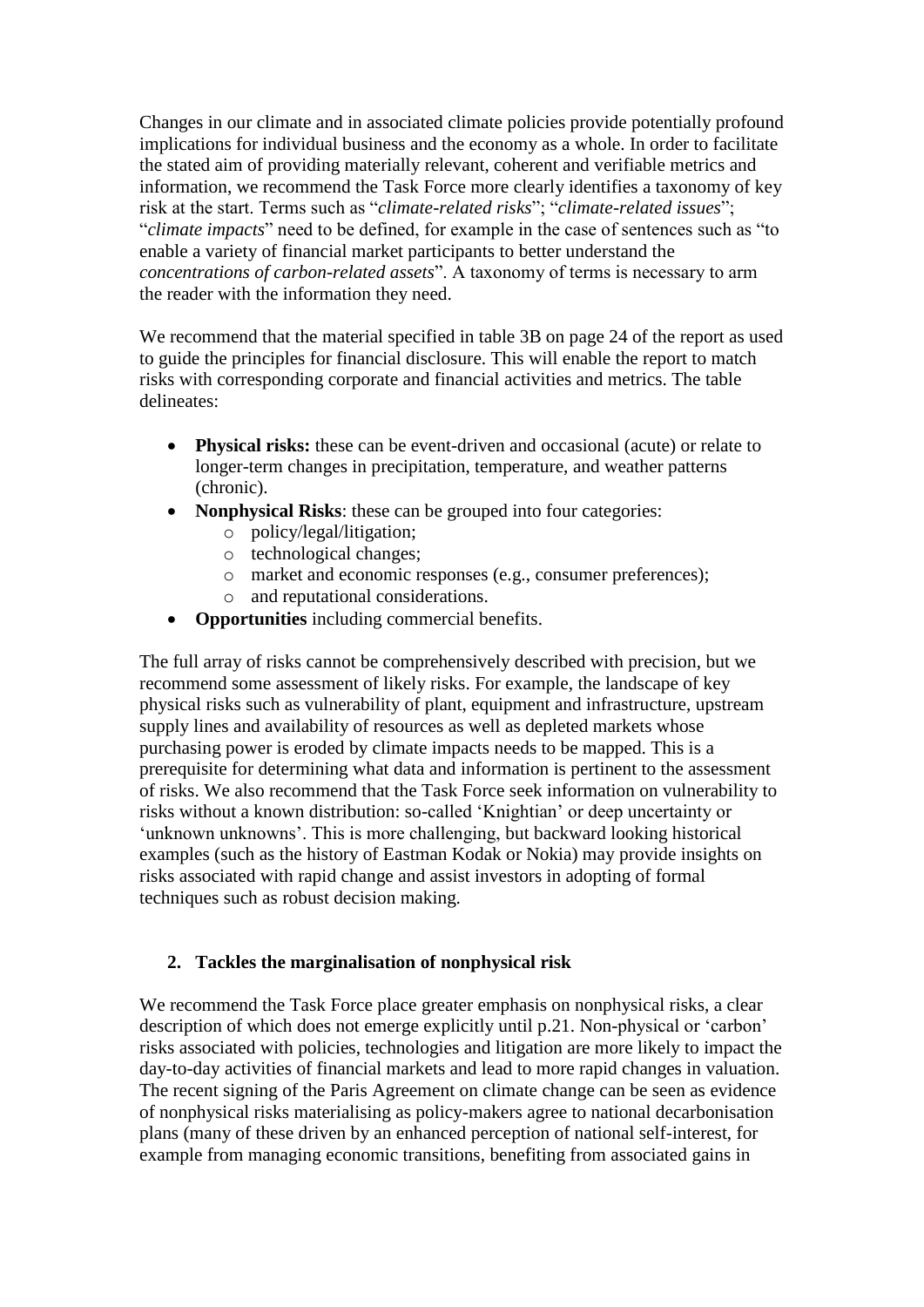Changes in our climate and in associated climate policies provide potentially profound implications for individual business and the economy as a whole. In order to facilitate the stated aim of providing materially relevant, coherent and verifiable metrics and information, we recommend the Task Force more clearly identifies a taxonomy of key risk at the start. Terms such as "*climate-related risks*"; "*climate-related issues*"; "*climate impacts*" need to be defined, for example in the case of sentences such as "to enable a variety of financial market participants to better understand the *concentrations of carbon-related assets*". A taxonomy of terms is necessary to arm the reader with the information they need.

We recommend that the material specified in table 3B on page 24 of the report as used to guide the principles for financial disclosure. This will enable the report to match risks with corresponding corporate and financial activities and metrics. The table delineates:

- **Physical risks:** these can be event-driven and occasional (acute) or relate to longer-term changes in precipitation, temperature, and weather patterns (chronic).
- **Nonphysical Risks**: these can be grouped into four categories:
  - policy/legal/litigation;
  - technological changes;
  - market and economic responses (e.g., consumer preferences);
  - and reputational considerations.
- **Opportunities** including commercial benefits.

The full array of risks cannot be comprehensively described with precision, but we recommend some assessment of likely risks. For example, the landscape of key physical risks such as vulnerability of plant, equipment and infrastructure, upstream supply lines and availability of resources as well as depleted markets whose purchasing power is eroded by climate impacts needs to be mapped. This is a prerequisite for determining what data and information is pertinent to the assessment of risks. We also recommend that the Task Force seek information on vulnerability to risks without a known distribution: so-called 'Knightian' or deep uncertainty or 'unknown unknowns'. This is more challenging, but backward looking historical examples (such as the history of Eastman Kodak or Nokia) may provide insights on risks associated with rapid change and assist investors in adopting of formal techniques such as robust decision making.

## 2. Tackles the marginalisation of nonphysical risk

We recommend the Task Force place greater emphasis on nonphysical risks, a clear description of which does not emerge explicitly until p.21. Non-physical or 'carbon' risks associated with policies, technologies and litigation are more likely to impact the day-to-day activities of financial markets and lead to more rapid changes in valuation. The recent signing of the Paris Agreement on climate change can be seen as evidence of nonphysical risks materialising as policy-makers agree to national decarbonisation plans (many of these driven by an enhanced perception of national self-interest, for example from managing economic transitions, benefiting from associated gains in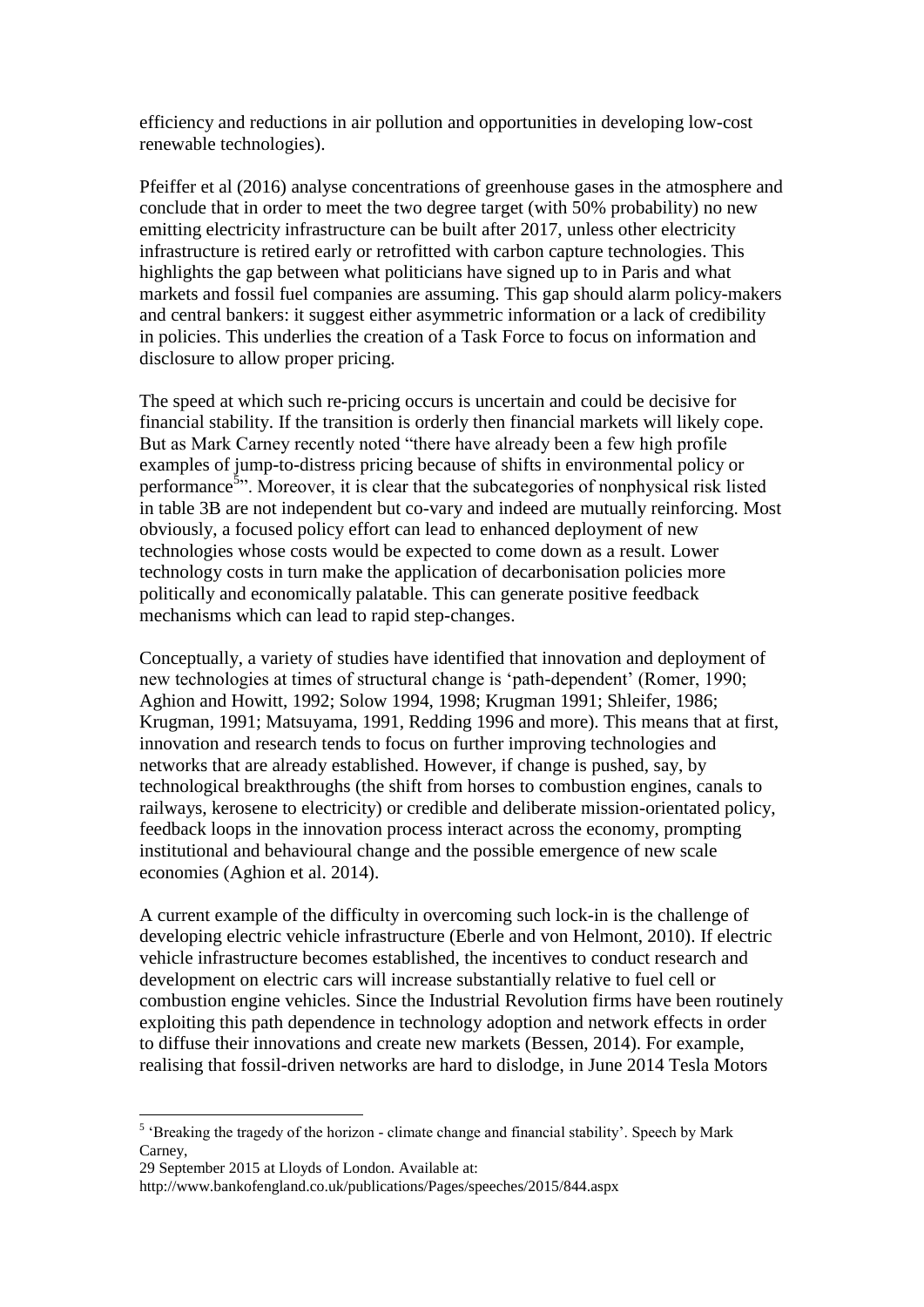efficiency and reductions in air pollution and opportunities in developing low-cost renewable technologies).

Pfeiffer et al (2016) analyse concentrations of greenhouse gases in the atmosphere and conclude that in order to meet the two degree target (with 50% probability) no new emitting electricity infrastructure can be built after 2017, unless other electricity infrastructure is retired early or retrofitted with carbon capture technologies. This highlights the gap between what politicians have signed up to in Paris and what markets and fossil fuel companies are assuming. This gap should alarm policy-makers and central bankers: it suggest either asymmetric information or a lack of credibility in policies. This underlies the creation of a Task Force to focus on information and disclosure to allow proper pricing.

The speed at which such re-pricing occurs is uncertain and could be decisive for financial stability. If the transition is orderly then financial markets will likely cope. But as Mark Carney recently noted "there have already been a few high profile examples of jump-to-distress pricing because of shifts in environmental policy or performance[5]". Moreover, it is clear that the subcategories of nonphysical risk listed in table 3B are not independent but co-vary and indeed are mutually reinforcing. Most obviously, a focused policy effort can lead to enhanced deployment of new technologies whose costs would be expected to come down as a result. Lower technology costs in turn make the application of decarbonisation policies more politically and economically palatable. This can generate positive feedback mechanisms which can lead to rapid step-changes.

Conceptually, a variety of studies have identified that innovation and deployment of new technologies at times of structural change is 'path-dependent' (Romer, 1990; Aghion and Howitt, 1992; Solow 1994, 1998; Krugman 1991; Shleifer, 1986; Krugman, 1991; Matsuyama, 1991, Redding 1996 and more). This means that at first, innovation and research tends to focus on further improving technologies and networks that are already established. However, if change is pushed, say, by technological breakthroughs (the shift from horses to combustion engines, canals to railways, kerosene to electricity) or credible and deliberate mission-orientated policy, feedback loops in the innovation process interact across the economy, prompting institutional and behavioural change and the possible emergence of new scale economies (Aghion et al. 2014).

A current example of the difficulty in overcoming such lock-in is the challenge of developing electric vehicle infrastructure (Eberle and von Helmont, 2010). If electric vehicle infrastructure becomes established, the incentives to conduct research and development on electric cars will increase substantially relative to fuel cell or combustion engine vehicles. Since the Industrial Revolution firms have been routinely exploiting this path dependence in technology adoption and network effects in order to diffuse their innovations and create new markets (Bessen, 2014). For example, realising that fossil-driven networks are hard to dislodge, in June 2014 Tesla Motors

[5] 'Breaking the tragedy of the horizon - climate change and financial stability'. Speech by Mark Carney,
29 September 2015 at Lloyds of London. Available at:
http://www.bankofengland.co.uk/publications/Pages/speeches/2015/844.aspx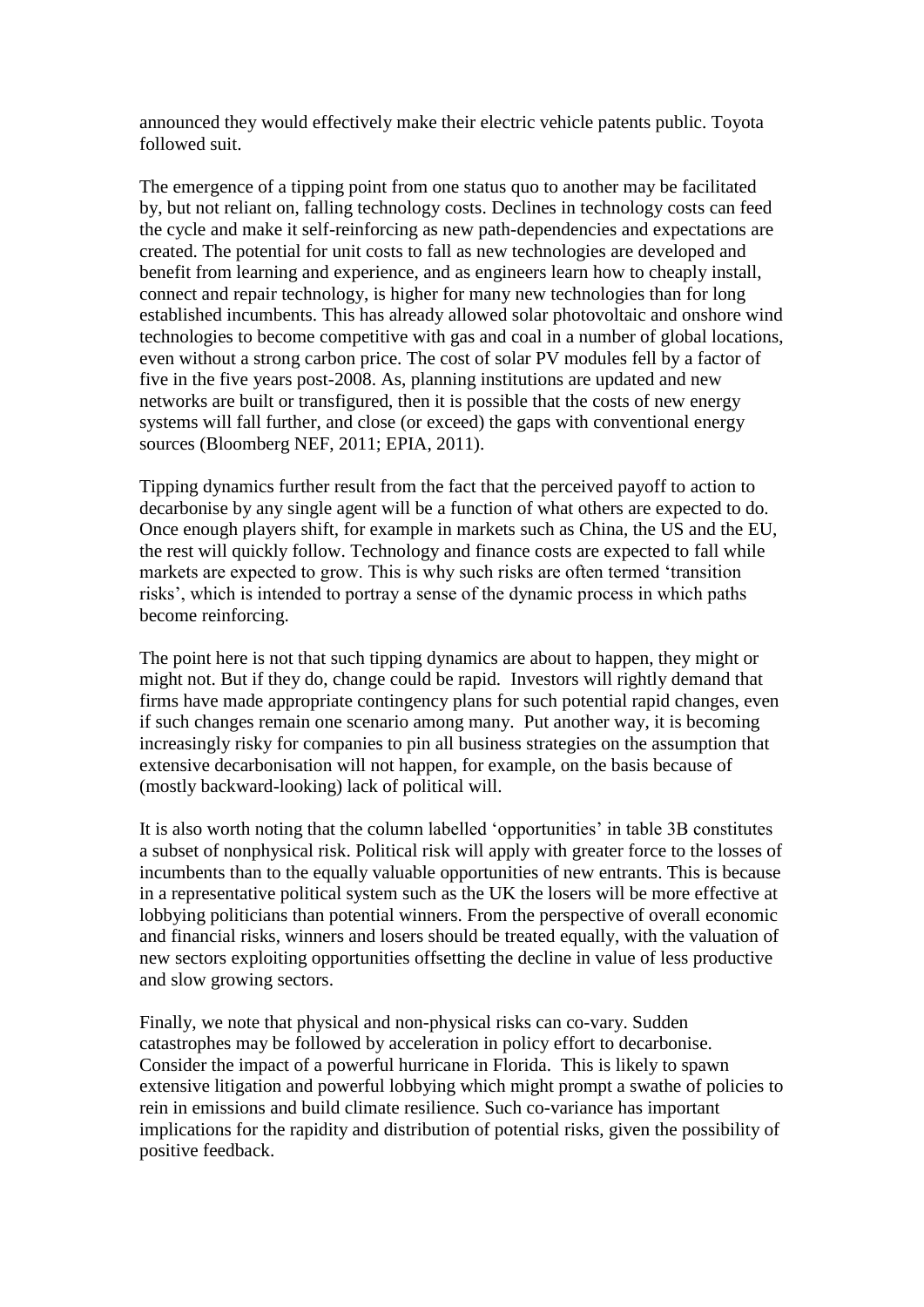announced they would effectively make their electric vehicle patents public. Toyota followed suit.

The emergence of a tipping point from one status quo to another may be facilitated by, but not reliant on, falling technology costs. Declines in technology costs can feed the cycle and make it self-reinforcing as new path-dependencies and expectations are created. The potential for unit costs to fall as new technologies are developed and benefit from learning and experience, and as engineers learn how to cheaply install, connect and repair technology, is higher for many new technologies than for long established incumbents. This has already allowed solar photovoltaic and onshore wind technologies to become competitive with gas and coal in a number of global locations, even without a strong carbon price. The cost of solar PV modules fell by a factor of five in the five years post-2008. As, planning institutions are updated and new networks are built or transfigured, then it is possible that the costs of new energy systems will fall further, and close (or exceed) the gaps with conventional energy sources (Bloomberg NEF, 2011; EPIA, 2011).

Tipping dynamics further result from the fact that the perceived payoff to action to decarbonise by any single agent will be a function of what others are expected to do. Once enough players shift, for example in markets such as China, the US and the EU, the rest will quickly follow. Technology and finance costs are expected to fall while markets are expected to grow. This is why such risks are often termed 'transition risks', which is intended to portray a sense of the dynamic process in which paths become reinforcing.

The point here is not that such tipping dynamics are about to happen, they might or might not. But if they do, change could be rapid. Investors will rightly demand that firms have made appropriate contingency plans for such potential rapid changes, even if such changes remain one scenario among many. Put another way, it is becoming increasingly risky for companies to pin all business strategies on the assumption that extensive decarbonisation will not happen, for example, on the basis because of (mostly backward-looking) lack of political will.

It is also worth noting that the column labelled 'opportunities' in table 3B constitutes a subset of nonphysical risk. Political risk will apply with greater force to the losses of incumbents than to the equally valuable opportunities of new entrants. This is because in a representative political system such as the UK the losers will be more effective at lobbying politicians than potential winners. From the perspective of overall economic and financial risks, winners and losers should be treated equally, with the valuation of new sectors exploiting opportunities offsetting the decline in value of less productive and slow growing sectors.

Finally, we note that physical and non-physical risks can co-vary. Sudden catastrophes may be followed by acceleration in policy effort to decarbonise. Consider the impact of a powerful hurricane in Florida. This is likely to spawn extensive litigation and powerful lobbying which might prompt a swathe of policies to rein in emissions and build climate resilience. Such co-variance has important implications for the rapidity and distribution of potential risks, given the possibility of positive feedback.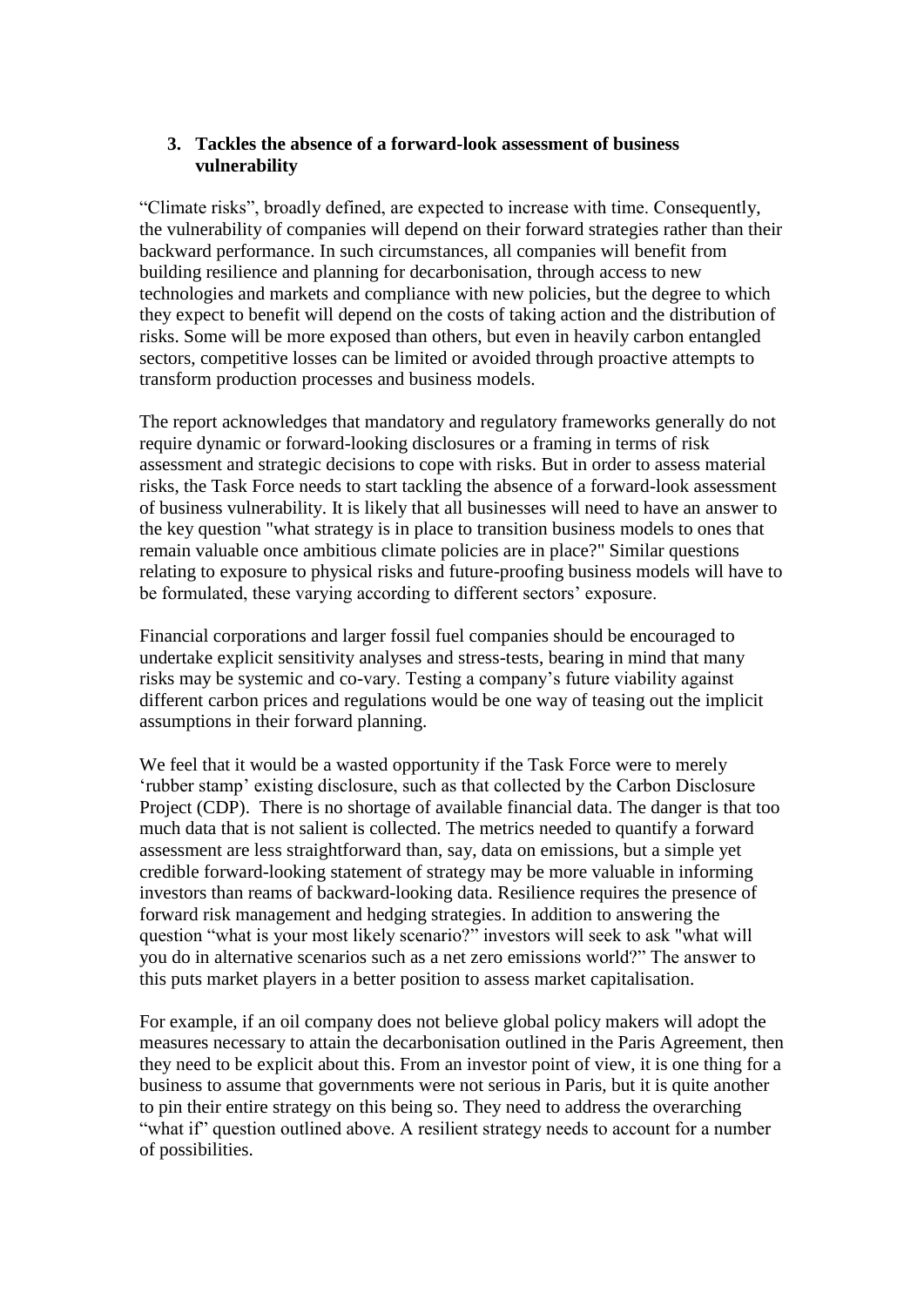### 3. Tackles the absence of a forward-look assessment of business vulnerability

"Climate risks", broadly defined, are expected to increase with time. Consequently, the vulnerability of companies will depend on their forward strategies rather than their backward performance. In such circumstances, all companies will benefit from building resilience and planning for decarbonisation, through access to new technologies and markets and compliance with new policies, but the degree to which they expect to benefit will depend on the costs of taking action and the distribution of risks. Some will be more exposed than others, but even in heavily carbon entangled sectors, competitive losses can be limited or avoided through proactive attempts to transform production processes and business models.

The report acknowledges that mandatory and regulatory frameworks generally do not require dynamic or forward-looking disclosures or a framing in terms of risk assessment and strategic decisions to cope with risks. But in order to assess material risks, the Task Force needs to start tackling the absence of a forward-look assessment of business vulnerability. It is likely that all businesses will need to have an answer to the key question "what strategy is in place to transition business models to ones that remain valuable once ambitious climate policies are in place?" Similar questions relating to exposure to physical risks and future-proofing business models will have to be formulated, these varying according to different sectors' exposure.

Financial corporations and larger fossil fuel companies should be encouraged to undertake explicit sensitivity analyses and stress-tests, bearing in mind that many risks may be systemic and co-vary. Testing a company's future viability against different carbon prices and regulations would be one way of teasing out the implicit assumptions in their forward planning.

We feel that it would be a wasted opportunity if the Task Force were to merely 'rubber stamp' existing disclosure, such as that collected by the Carbon Disclosure Project (CDP). There is no shortage of available financial data. The danger is that too much data that is not salient is collected. The metrics needed to quantify a forward assessment are less straightforward than, say, data on emissions, but a simple yet credible forward-looking statement of strategy may be more valuable in informing investors than reams of backward-looking data. Resilience requires the presence of forward risk management and hedging strategies. In addition to answering the question "what is your most likely scenario?" investors will seek to ask "what will you do in alternative scenarios such as a net zero emissions world?" The answer to this puts market players in a better position to assess market capitalisation.

For example, if an oil company does not believe global policy makers will adopt the measures necessary to attain the decarbonisation outlined in the Paris Agreement, then they need to be explicit about this. From an investor point of view, it is one thing for a business to assume that governments were not serious in Paris, but it is quite another to pin their entire strategy on this being so. They need to address the overarching "what if" question outlined above. A resilient strategy needs to account for a number of possibilities.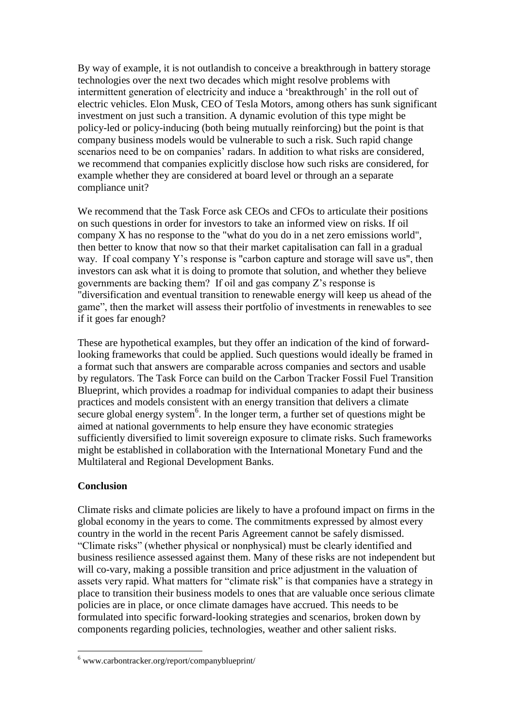By way of example, it is not outlandish to conceive a breakthrough in battery storage technologies over the next two decades which might resolve problems with intermittent generation of electricity and induce a 'breakthrough' in the roll out of electric vehicles. Elon Musk, CEO of Tesla Motors, among others has sunk significant investment on just such a transition. A dynamic evolution of this type might be policy-led or policy-inducing (both being mutually reinforcing) but the point is that company business models would be vulnerable to such a risk. Such rapid change scenarios need to be on companies' radars. In addition to what risks are considered, we recommend that companies explicitly disclose how such risks are considered, for example whether they are considered at board level or through an a separate compliance unit?

We recommend that the Task Force ask CEOs and CFOs to articulate their positions on such questions in order for investors to take an informed view on risks. If oil company X has no response to the "what do you do in a net zero emissions world", then better to know that now so that their market capitalisation can fall in a gradual way. If coal company Y's response is "carbon capture and storage will save us", then investors can ask what it is doing to promote that solution, and whether they believe governments are backing them? If oil and gas company Z's response is "diversification and eventual transition to renewable energy will keep us ahead of the game", then the market will assess their portfolio of investments in renewables to see if it goes far enough?

These are hypothetical examples, but they offer an indication of the kind of forward-looking frameworks that could be applied. Such questions would ideally be framed in a format such that answers are comparable across companies and sectors and usable by regulators. The Task Force can build on the Carbon Tracker Fossil Fuel Transition Blueprint, which provides a roadmap for individual companies to adapt their business practices and models consistent with an energy transition that delivers a climate secure global energy system[6]. In the longer term, a further set of questions might be aimed at national governments to help ensure they have economic strategies sufficiently diversified to limit sovereign exposure to climate risks. Such frameworks might be established in collaboration with the International Monetary Fund and the Multilateral and Regional Development Banks.

## Conclusion

Climate risks and climate policies are likely to have a profound impact on firms in the global economy in the years to come. The commitments expressed by almost every country in the world in the recent Paris Agreement cannot be safely dismissed. "Climate risks" (whether physical or nonphysical) must be clearly identified and business resilience assessed against them. Many of these risks are not independent but will co-vary, making a possible transition and price adjustment in the valuation of assets very rapid. What matters for "climate risk" is that companies have a strategy in place to transition their business models to ones that are valuable once serious climate policies are in place, or once climate damages have accrued. This needs to be formulated into specific forward-looking strategies and scenarios, broken down by components regarding policies, technologies, weather and other salient risks.

[6] www.carbontracker.org/report/companyblueprint/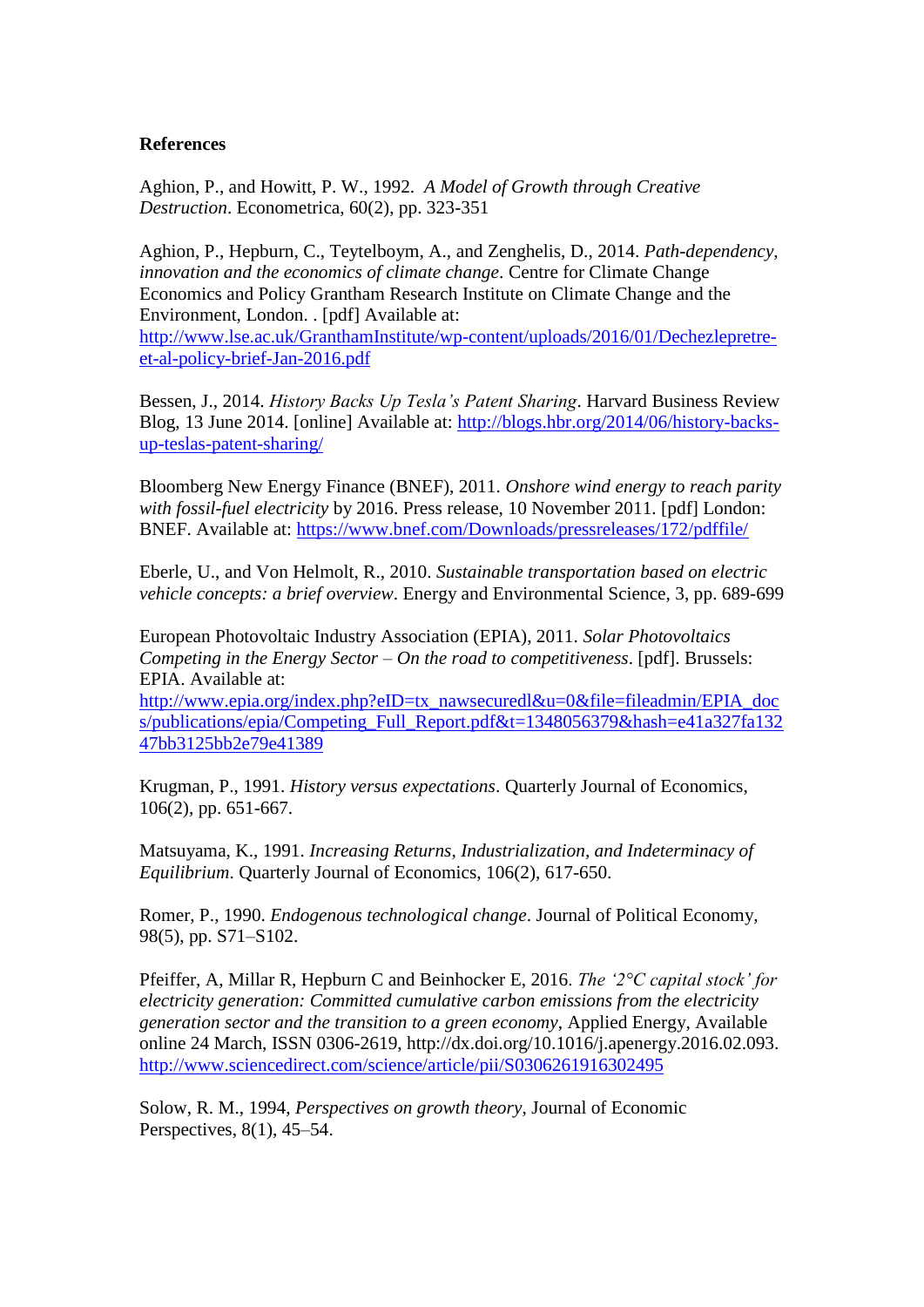**References**

Aghion, P., and Howitt, P. W., 1992. *A Model of Growth through Creative Destruction*. Econometrica, 60(2), pp. 323-351

Aghion, P., Hepburn, C., Teytelboym, A., and Zenghelis, D., 2014. *Path-dependency, innovation and the economics of climate change*. Centre for Climate Change Economics and Policy Grantham Research Institute on Climate Change and the Environment, London. . [pdf] Available at: http://www.lse.ac.uk/GranthamInstitute/wp-content/uploads/2016/01/Dechezlepretre-et-al-policy-brief-Jan-2016.pdf

Bessen, J., 2014. *History Backs Up Tesla's Patent Sharing*. Harvard Business Review Blog, 13 June 2014. [online] Available at: http://blogs.hbr.org/2014/06/history-backs-up-teslas-patent-sharing/

Bloomberg New Energy Finance (BNEF), 2011. *Onshore wind energy to reach parity with fossil-fuel electricity* by 2016. Press release, 10 November 2011. [pdf] London: BNEF. Available at: https://www.bnef.com/Downloads/pressreleases/172/pdffile/

Eberle, U., and Von Helmolt, R., 2010. *Sustainable transportation based on electric vehicle concepts: a brief overview*. Energy and Environmental Science, 3, pp. 689-699

European Photovoltaic Industry Association (EPIA), 2011. *Solar Photovoltaics Competing in the Energy Sector – On the road to competitiveness*. [pdf]. Brussels: EPIA. Available at: http://www.epia.org/index.php?eID=tx_nawsecuredl&u=0&file=fileadmin/EPIA_docs/publications/epia/Competing_Full_Report.pdf&t=1348056379&hash=e41a327fa13247bb3125bb2e79e41389

Krugman, P., 1991. *History versus expectations*. Quarterly Journal of Economics, 106(2), pp. 651-667.

Matsuyama, K., 1991. *Increasing Returns, Industrialization, and Indeterminacy of Equilibrium*. Quarterly Journal of Economics, 106(2), 617-650.

Romer, P., 1990. *Endogenous technological change*. Journal of Political Economy, 98(5), pp. S71–S102.

Pfeiffer, A, Millar R, Hepburn C and Beinhocker E, 2016. *The '2°C capital stock' for electricity generation: Committed cumulative carbon emissions from the electricity generation sector and the transition to a green economy*, Applied Energy, Available online 24 March, ISSN 0306-2619, http://dx.doi.org/10.1016/j.apenergy.2016.02.093. http://www.sciencedirect.com/science/article/pii/S0306261916302495

Solow, R. M., 1994, *Perspectives on growth theory*, Journal of Economic Perspectives, 8(1), 45–54.